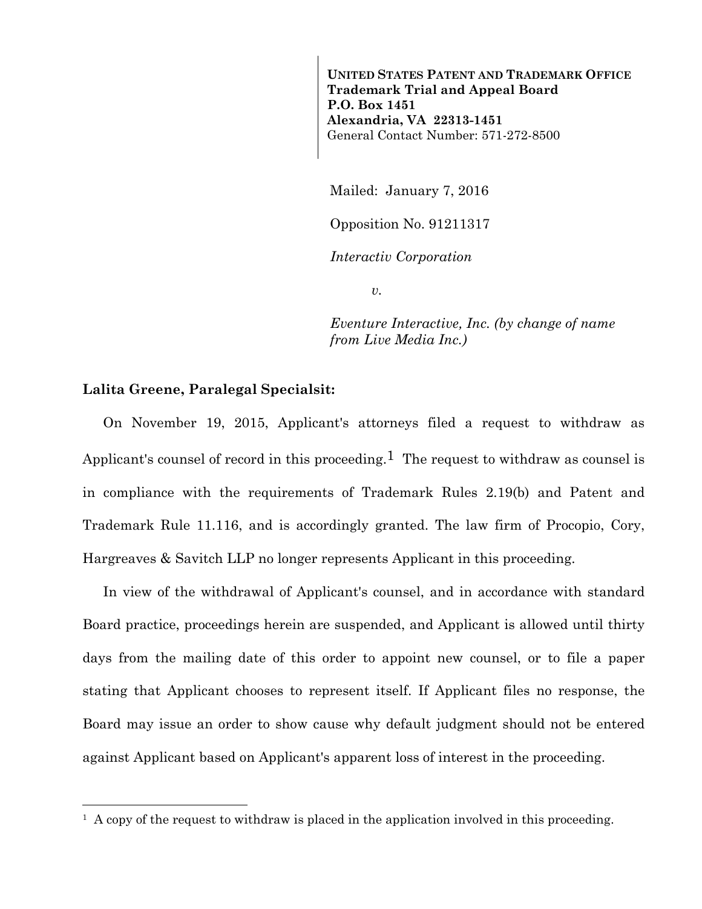**UNITED STATES PATENT AND TRADEMARK OFFICE**
**Trademark Trial and Appeal Board**
**P.O. Box 1451**
**Alexandria, VA 22313-1451**
General Contact Number: 571-272-8500

Mailed: January 7, 2016

Opposition No. 91211317

*Interactiv Corporation*

*v.*

*Eventure Interactive, Inc. (by change of name from Live Media Inc.)*

**Lalita Greene, Paralegal Specialsit:**

On November 19, 2015, Applicant's attorneys filed a request to withdraw as Applicant's counsel of record in this proceeding.[1] The request to withdraw as counsel is in compliance with the requirements of Trademark Rules 2.19(b) and Patent and Trademark Rule 11.116, and is accordingly granted. The law firm of Procopio, Cory, Hargreaves & Savitch LLP no longer represents Applicant in this proceeding.

In view of the withdrawal of Applicant's counsel, and in accordance with standard Board practice, proceedings herein are suspended, and Applicant is allowed until thirty days from the mailing date of this order to appoint new counsel, or to file a paper stating that Applicant chooses to represent itself. If Applicant files no response, the Board may issue an order to show cause why default judgment should not be entered against Applicant based on Applicant's apparent loss of interest in the proceeding.

---

[1] A copy of the request to withdraw is placed in the application involved in this proceeding.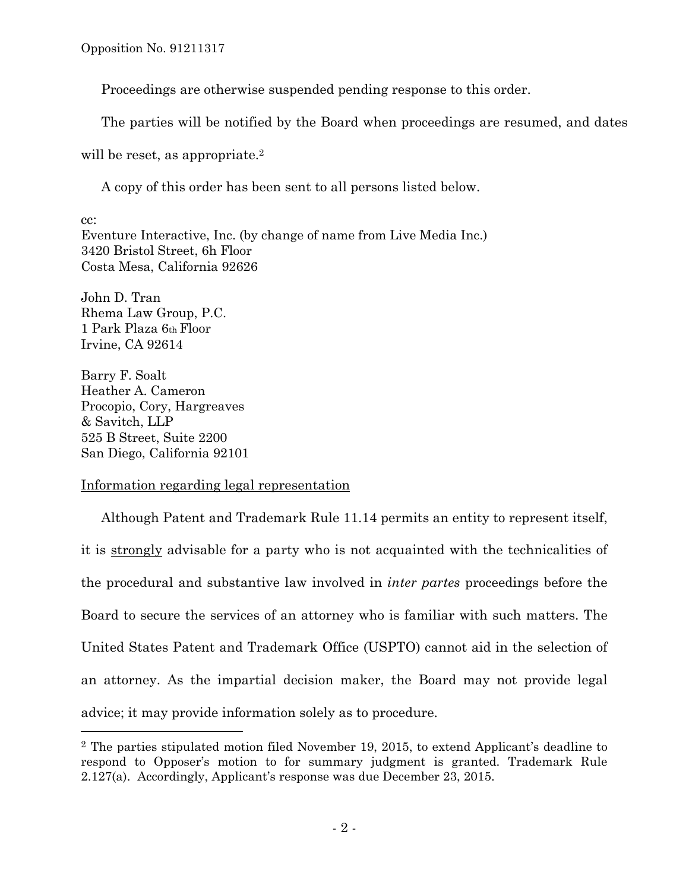Proceedings are otherwise suspended pending response to this order.

The parties will be notified by the Board when proceedings are resumed, and dates will be reset, as appropriate.[2]

A copy of this order has been sent to all persons listed below.

cc:
Eventure Interactive, Inc. (by change of name from Live Media Inc.)
3420 Bristol Street, 6h Floor
Costa Mesa, California 92626

John D. Tran
Rhema Law Group, P.C.
1 Park Plaza 6th Floor
Irvine, CA 92614

Barry F. Soalt
Heather A. Cameron
Procopio, Cory, Hargreaves
& Savitch, LLP
525 B Street, Suite 2200
San Diego, California 92101

<u>Information regarding legal representation</u>

Although Patent and Trademark Rule 11.14 permits an entity to represent itself, it is <u>strongly</u> advisable for a party who is not acquainted with the technicalities of the procedural and substantive law involved in *inter partes* proceedings before the Board to secure the services of an attorney who is familiar with such matters. The United States Patent and Trademark Office (USPTO) cannot aid in the selection of an attorney. As the impartial decision maker, the Board may not provide legal advice; it may provide information solely as to procedure.

---

[2] The parties stipulated motion filed November 19, 2015, to extend Applicant's deadline to respond to Opposer's motion to for summary judgment is granted. Trademark Rule 2.127(a). Accordingly, Applicant's response was due December 23, 2015.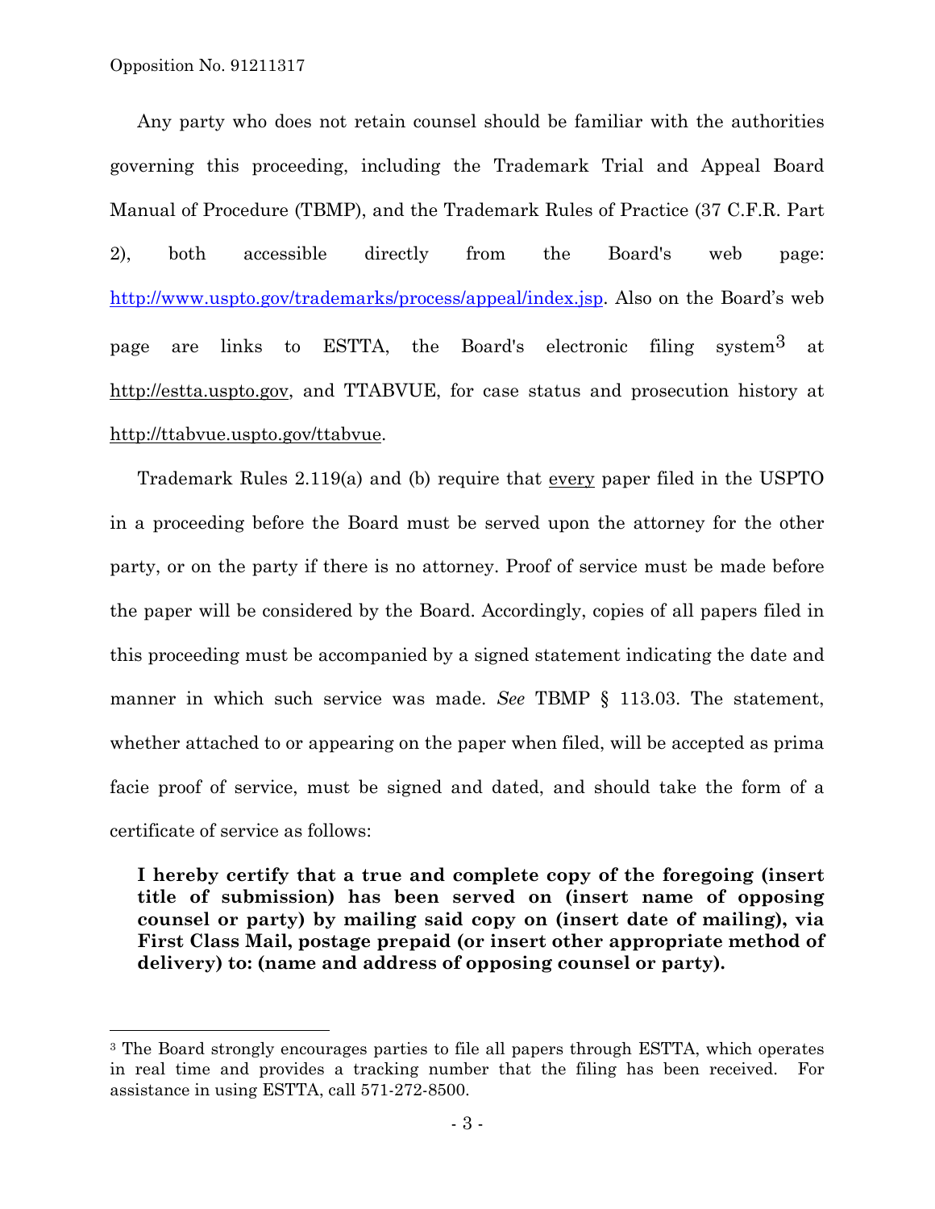Any party who does not retain counsel should be familiar with the authorities governing this proceeding, including the Trademark Trial and Appeal Board Manual of Procedure (TBMP), and the Trademark Rules of Practice (37 C.F.R. Part 2), both accessible directly from the Board's web page: http://www.uspto.gov/trademarks/process/appeal/index.jsp. Also on the Board's web page are links to ESTTA, the Board's electronic filing system[3] at http://estta.uspto.gov, and TTABVUE, for case status and prosecution history at http://ttabvue.uspto.gov/ttabvue.

Trademark Rules 2.119(a) and (b) require that every paper filed in the USPTO in a proceeding before the Board must be served upon the attorney for the other party, or on the party if there is no attorney. Proof of service must be made before the paper will be considered by the Board. Accordingly, copies of all papers filed in this proceeding must be accompanied by a signed statement indicating the date and manner in which such service was made. *See* TBMP § 113.03. The statement, whether attached to or appearing on the paper when filed, will be accepted as prima facie proof of service, must be signed and dated, and should take the form of a certificate of service as follows:

> **I hereby certify that a true and complete copy of the foregoing (insert title of submission) has been served on (insert name of opposing counsel or party) by mailing said copy on (insert date of mailing), via First Class Mail, postage prepaid (or insert other appropriate method of delivery) to: (name and address of opposing counsel or party).**

---

[3] The Board strongly encourages parties to file all papers through ESTTA, which operates in real time and provides a tracking number that the filing has been received. For assistance in using ESTTA, call 571-272-8500.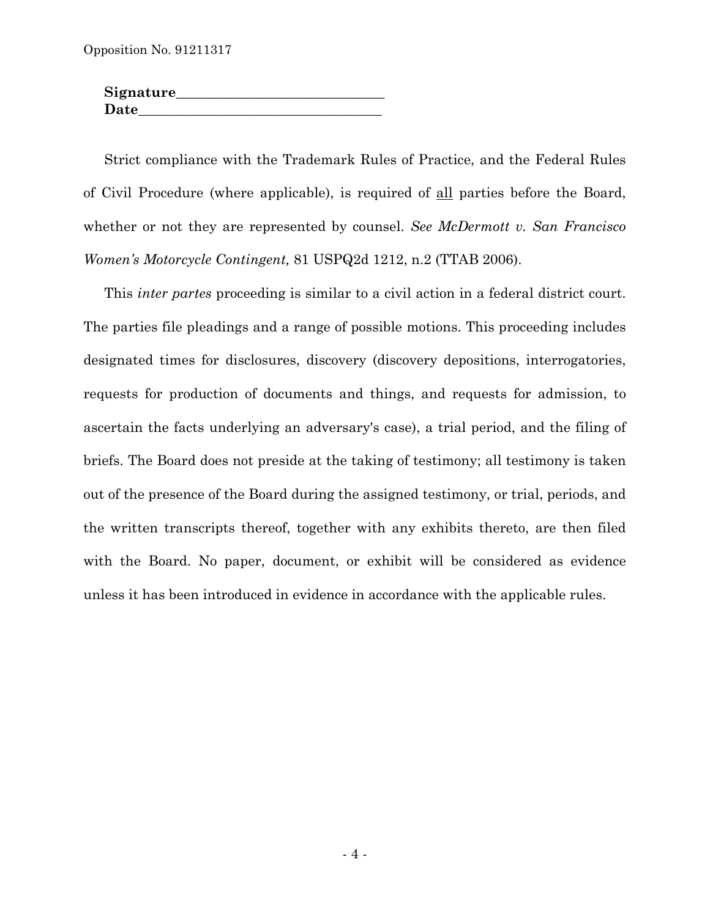**Signature**______________________________
**Date**___________________________________

Strict compliance with the Trademark Rules of Practice, and the Federal Rules of Civil Procedure (where applicable), is required of all parties before the Board, whether or not they are represented by counsel. *See McDermott v. San Francisco Women's Motorcycle Contingent,* 81 USPQ2d 1212, n.2 (TTAB 2006).

This *inter partes* proceeding is similar to a civil action in a federal district court. The parties file pleadings and a range of possible motions. This proceeding includes designated times for disclosures, discovery (discovery depositions, interrogatories, requests for production of documents and things, and requests for admission, to ascertain the facts underlying an adversary's case), a trial period, and the filing of briefs. The Board does not preside at the taking of testimony; all testimony is taken out of the presence of the Board during the assigned testimony, or trial, periods, and the written transcripts thereof, together with any exhibits thereto, are then filed with the Board. No paper, document, or exhibit will be considered as evidence unless it has been introduced in evidence in accordance with the applicable rules.